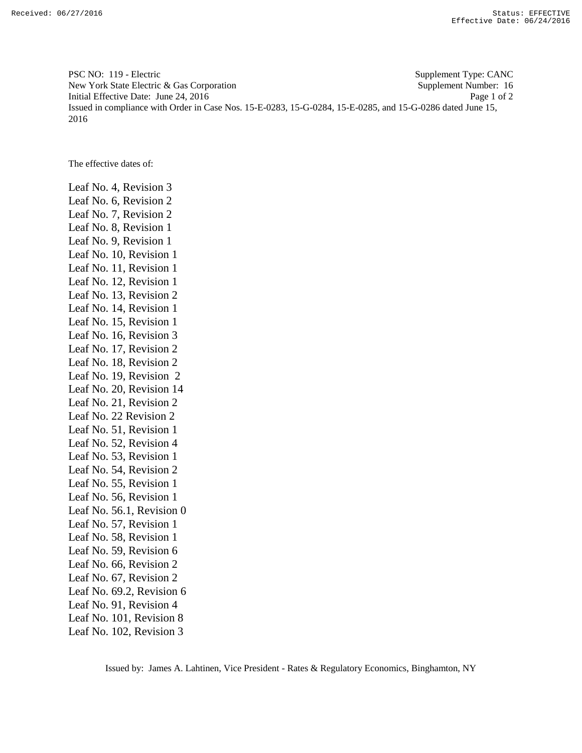PSC NO: 119 - Electric    Supplement Type: CANC
New York State Electric & Gas Corporation    Supplement Number: 16
Initial Effective Date: June 24, 2016
Issued in compliance with Order in Case Nos. 15-E-0283, 15-G-0284, 15-E-0285, and 15-G-0286 dated June 15, 2016

The effective dates of:

Leaf No. 4, Revision 3
Leaf No. 6, Revision 2
Leaf No. 7, Revision 2
Leaf No. 8, Revision 1
Leaf No. 9, Revision 1
Leaf No. 10, Revision 1
Leaf No. 11, Revision 1
Leaf No. 12, Revision 1
Leaf No. 13, Revision 2
Leaf No. 14, Revision 1
Leaf No. 15, Revision 1
Leaf No. 16, Revision 3
Leaf No. 17, Revision 2
Leaf No. 18, Revision 2
Leaf No. 19, Revision 2
Leaf No. 20, Revision 14
Leaf No. 21, Revision 2
Leaf No. 22 Revision 2
Leaf No. 51, Revision 1
Leaf No. 52, Revision 4
Leaf No. 53, Revision 1
Leaf No. 54, Revision 2
Leaf No. 55, Revision 1
Leaf No. 56, Revision 1
Leaf No. 56.1, Revision 0
Leaf No. 57, Revision 1
Leaf No. 58, Revision 1
Leaf No. 59, Revision 6
Leaf No. 66, Revision 2
Leaf No. 67, Revision 2
Leaf No. 69.2, Revision 6
Leaf No. 91, Revision 4
Leaf No. 101, Revision 8
Leaf No. 102, Revision 3

Issued by: James A. Lahtinen, Vice President - Rates & Regulatory Economics, Binghamton, NY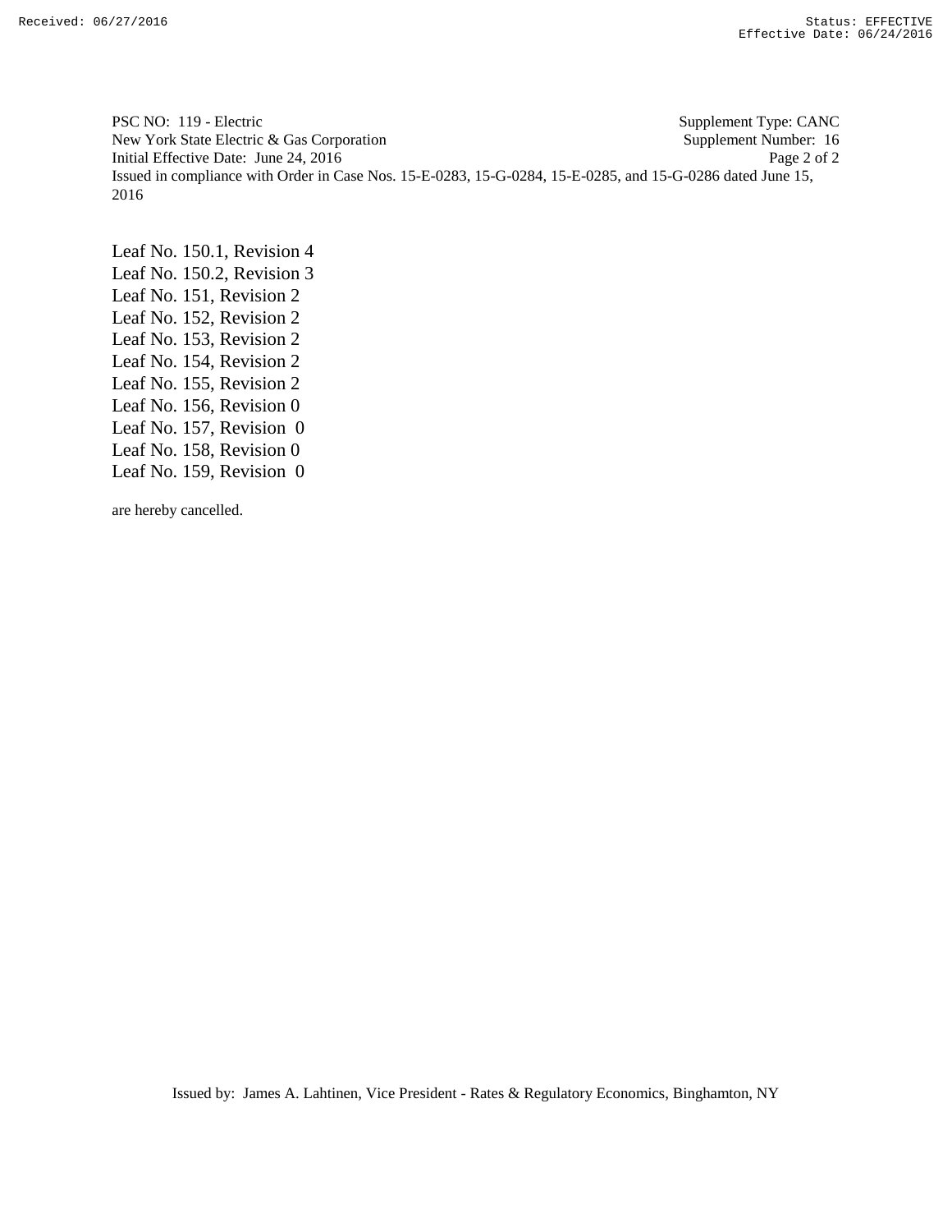PSC NO: 119 - Electric
New York State Electric & Gas Corporation
Initial Effective Date: June 24, 2016
Issued in compliance with Order in Case Nos. 15-E-0283, 15-G-0284, 15-E-0285, and 15-G-0286 dated June 15, 2016

Supplement Type: CANC
Supplement Number: 16

Leaf No. 150.1, Revision 4
Leaf No. 150.2, Revision 3
Leaf No. 151, Revision 2
Leaf No. 152, Revision 2
Leaf No. 153, Revision 2
Leaf No. 154, Revision 2
Leaf No. 155, Revision 2
Leaf No. 156, Revision 0
Leaf No. 157, Revision 0
Leaf No. 158, Revision 0
Leaf No. 159, Revision 0

are hereby cancelled.

Issued by: James A. Lahtinen, Vice President - Rates & Regulatory Economics, Binghamton, NY